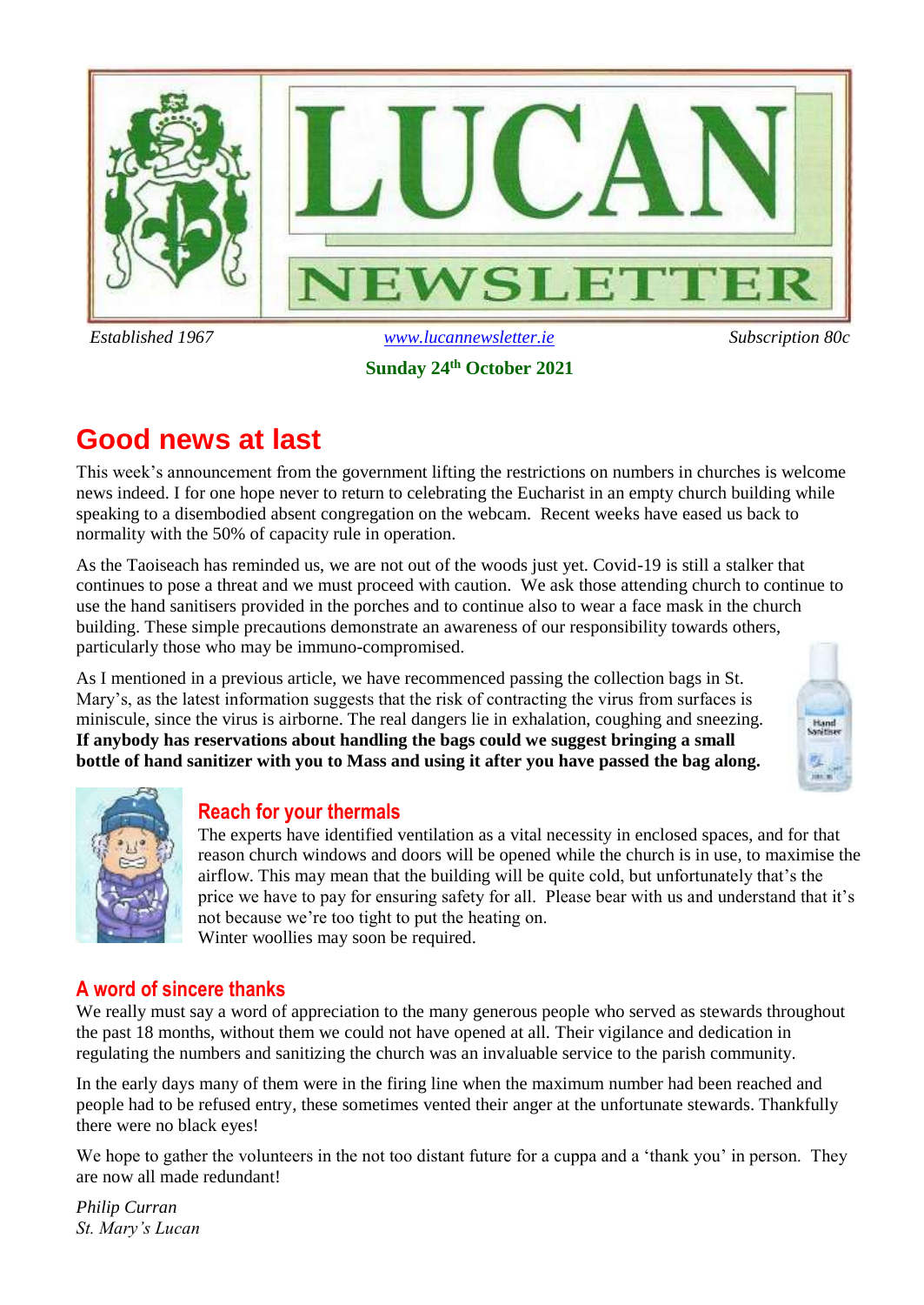# LUCAN NEWSLETTER

*Established 1967* www.lucannewsletter.ie *Subscription 80c*

**Sunday 24th October 2021**

## Good news at last

This week's announcement from the government lifting the restrictions on numbers in churches is welcome news indeed. I for one hope never to return to celebrating the Eucharist in an empty church building while speaking to a disembodied absent congregation on the webcam. Recent weeks have eased us back to normality with the 50% of capacity rule in operation.

As the Taoiseach has reminded us, we are not out of the woods just yet. Covid-19 is still a stalker that continues to pose a threat and we must proceed with caution. We ask those attending church to continue to use the hand sanitisers provided in the porches and to continue also to wear a face mask in the church building. These simple precautions demonstrate an awareness of our responsibility towards others, particularly those who may be immuno-compromised.

As I mentioned in a previous article, we have recommenced passing the collection bags in St. Mary's, as the latest information suggests that the risk of contracting the virus from surfaces is miniscule, since the virus is airborne. The real dangers lie in exhalation, coughing and sneezing. **If anybody has reservations about handling the bags could we suggest bringing a small bottle of hand sanitizer with you to Mass and using it after you have passed the bag along.**

### Reach for your thermals

The experts have identified ventilation as a vital necessity in enclosed spaces, and for that reason church windows and doors will be opened while the church is in use, to maximise the airflow. This may mean that the building will be quite cold, but unfortunately that's the price we have to pay for ensuring safety for all. Please bear with us and understand that it's not because we're too tight to put the heating on.
Winter woollies may soon be required.

### A word of sincere thanks

We really must say a word of appreciation to the many generous people who served as stewards throughout the past 18 months, without them we could not have opened at all. Their vigilance and dedication in regulating the numbers and sanitizing the church was an invaluable service to the parish community.

In the early days many of them were in the firing line when the maximum number had been reached and people had to be refused entry, these sometimes vented their anger at the unfortunate stewards. Thankfully there were no black eyes!

We hope to gather the volunteers in the not too distant future for a cuppa and a 'thank you' in person. They are now all made redundant!

*Philip Curran*
*St. Mary's Lucan*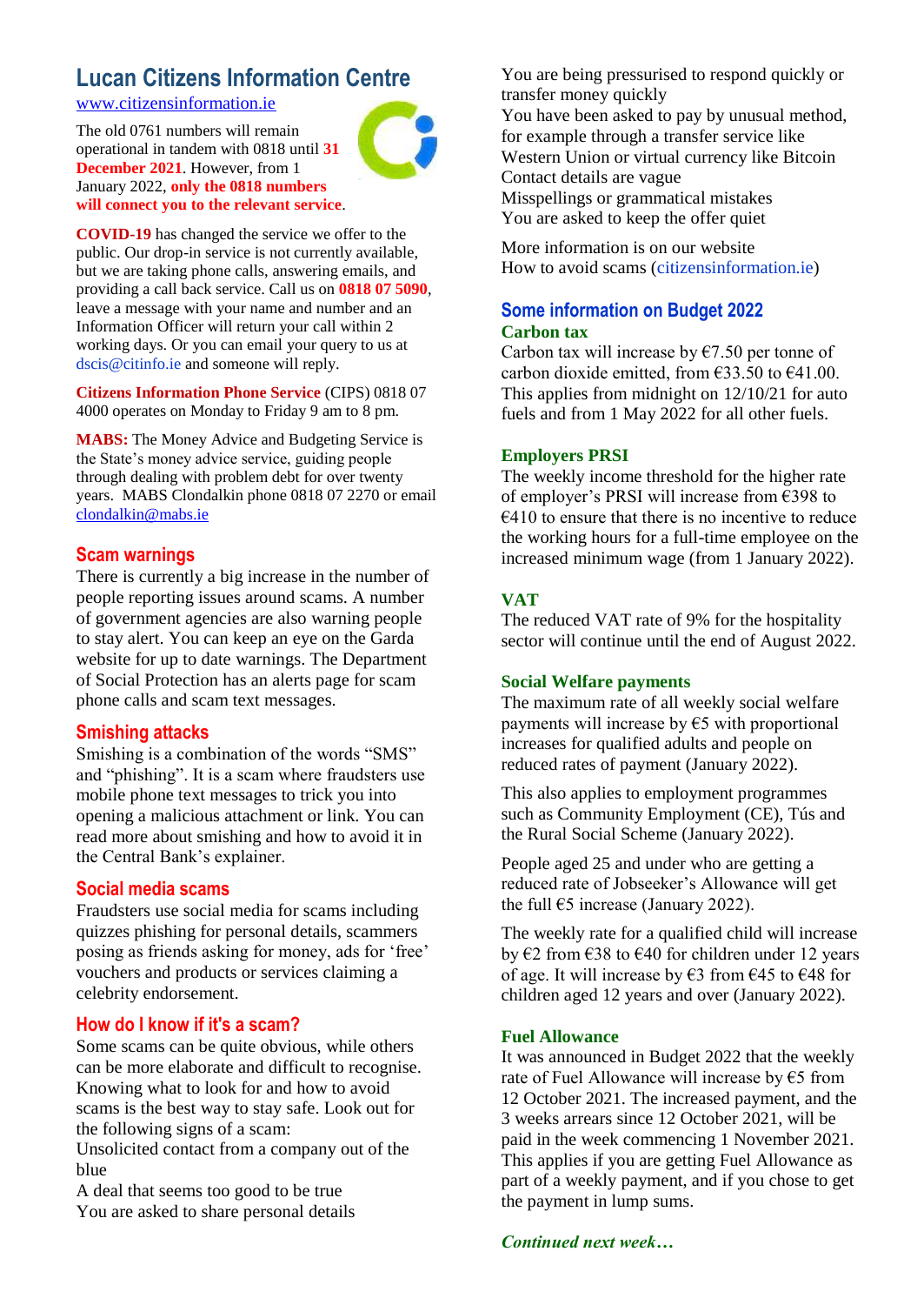## Lucan Citizens Information Centre

www.citizensinformation.ie

The old 0761 numbers will remain operational in tandem with 0818 until **31 December 2021**. However, from 1 January 2022, **only the 0818 numbers will connect you to the relevant service**.

**COVID-19** has changed the service we offer to the public. Our drop-in service is not currently available, but we are taking phone calls, answering emails, and providing a call back service. Call us on **0818 07 5090**, leave a message with your name and number and an Information Officer will return your call within 2 working days. Or you can email your query to us at dscis@citinfo.ie and someone will reply.

**Citizens Information Phone Service** (CIPS) 0818 07 4000 operates on Monday to Friday 9 am to 8 pm.

**MABS:** The Money Advice and Budgeting Service is the State's money advice service, guiding people through dealing with problem debt for over twenty years. MABS Clondalkin phone 0818 07 2270 or email clondalkin@mabs.ie

### Scam warnings

There is currently a big increase in the number of people reporting issues around scams. A number of government agencies are also warning people to stay alert. You can keep an eye on the Garda website for up to date warnings. The Department of Social Protection has an alerts page for scam phone calls and scam text messages.

### Smishing attacks

Smishing is a combination of the words "SMS" and "phishing". It is a scam where fraudsters use mobile phone text messages to trick you into opening a malicious attachment or link. You can read more about smishing and how to avoid it in the Central Bank's explainer.

### Social media scams

Fraudsters use social media for scams including quizzes phishing for personal details, scammers posing as friends asking for money, ads for 'free' vouchers and products or services claiming a celebrity endorsement.

### How do I know if it's a scam?

Some scams can be quite obvious, while others can be more elaborate and difficult to recognise. Knowing what to look for and how to avoid scams is the best way to stay safe. Look out for the following signs of a scam:

Unsolicited contact from a company out of the blue
A deal that seems too good to be true
You are asked to share personal details
You are being pressurised to respond quickly or transfer money quickly
You have been asked to pay by unusual method, for example through a transfer service like Western Union or virtual currency like Bitcoin
Contact details are vague
Misspellings or grammatical mistakes
You are asked to keep the offer quiet

More information is on our website
How to avoid scams (citizensinformation.ie)

### Some information on Budget 2022

**Carbon tax**

Carbon tax will increase by €7.50 per tonne of carbon dioxide emitted, from €33.50 to €41.00. This applies from midnight on 12/10/21 for auto fuels and from 1 May 2022 for all other fuels.

**Employers PRSI**

The weekly income threshold for the higher rate of employer's PRSI will increase from €398 to €410 to ensure that there is no incentive to reduce the working hours for a full-time employee on the increased minimum wage (from 1 January 2022).

**VAT**

The reduced VAT rate of 9% for the hospitality sector will continue until the end of August 2022.

**Social Welfare payments**

The maximum rate of all weekly social welfare payments will increase by €5 with proportional increases for qualified adults and people on reduced rates of payment (January 2022).

This also applies to employment programmes such as Community Employment (CE), Tús and the Rural Social Scheme (January 2022).

People aged 25 and under who are getting a reduced rate of Jobseeker's Allowance will get the full €5 increase (January 2022).

The weekly rate for a qualified child will increase by €2 from €38 to €40 for children under 12 years of age. It will increase by €3 from €45 to €48 for children aged 12 years and over (January 2022).

**Fuel Allowance**

It was announced in Budget 2022 that the weekly rate of Fuel Allowance will increase by €5 from 12 October 2021. The increased payment, and the 3 weeks arrears since 12 October 2021, will be paid in the week commencing 1 November 2021. This applies if you are getting Fuel Allowance as part of a weekly payment, and if you chose to get the payment in lump sums.

***Continued next week…***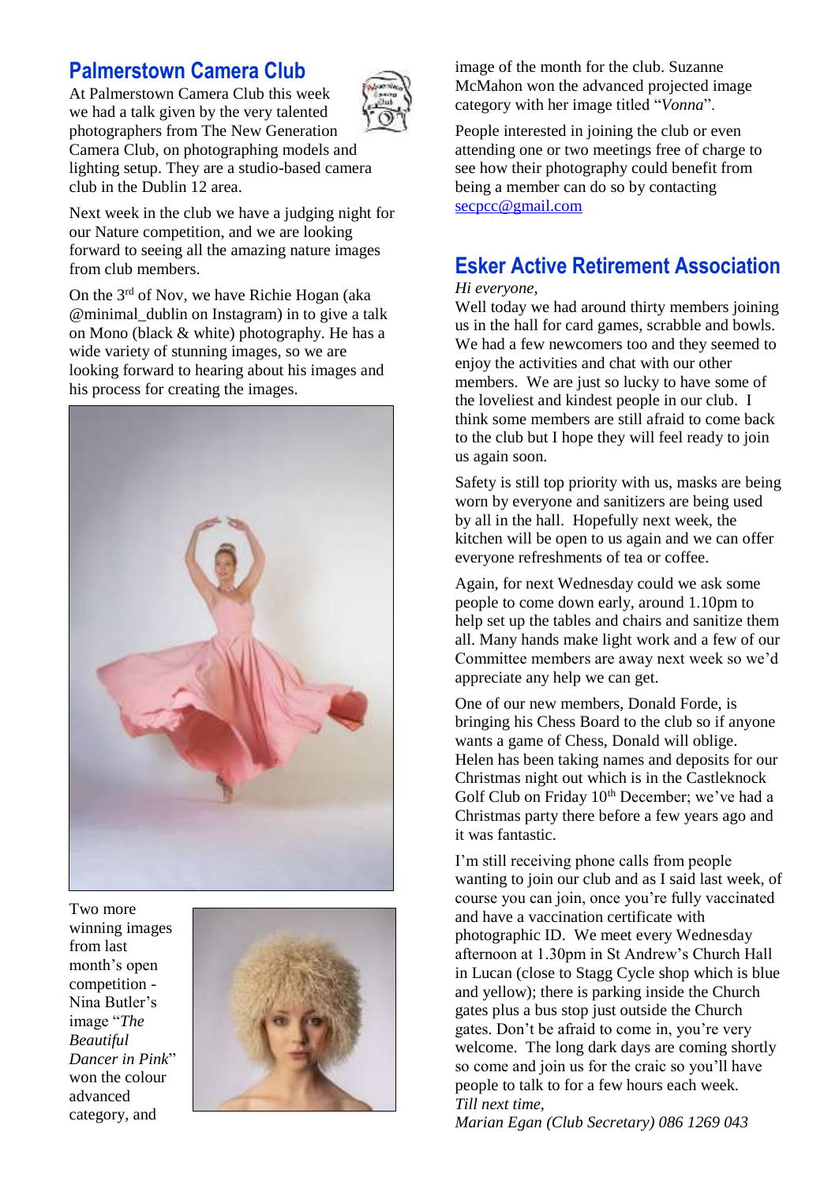## Palmerstown Camera Club

At Palmerstown Camera Club this week we had a talk given by the very talented photographers from The New Generation Camera Club, on photographing models and lighting setup. They are a studio-based camera club in the Dublin 12 area.

Next week in the club we have a judging night for our Nature competition, and we are looking forward to seeing all the amazing nature images from club members.

On the 3rd of Nov, we have Richie Hogan (aka @minimal_dublin on Instagram) in to give a talk on Mono (black & white) photography. He has a wide variety of stunning images, so we are looking forward to hearing about his images and his process for creating the images.

Two more winning images from last month's open competition - Nina Butler's image "*The Beautiful Dancer in Pink*" won the colour advanced category, and image of the month for the club. Suzanne McMahon won the advanced projected image category with her image titled "*Vonna*".

People interested in joining the club or even attending one or two meetings free of charge to see how their photography could benefit from being a member can do so by contacting secpcc@gmail.com

## Esker Active Retirement Association

*Hi everyone,*

Well today we had around thirty members joining us in the hall for card games, scrabble and bowls. We had a few newcomers too and they seemed to enjoy the activities and chat with our other members. We are just so lucky to have some of the loveliest and kindest people in our club. I think some members are still afraid to come back to the club but I hope they will feel ready to join us again soon.

Safety is still top priority with us, masks are being worn by everyone and sanitizers are being used by all in the hall. Hopefully next week, the kitchen will be open to us again and we can offer everyone refreshments of tea or coffee.

Again, for next Wednesday could we ask some people to come down early, around 1.10pm to help set up the tables and chairs and sanitize them all. Many hands make light work and a few of our Committee members are away next week so we'd appreciate any help we can get.

One of our new members, Donald Forde, is bringing his Chess Board to the club so if anyone wants a game of Chess, Donald will oblige. Helen has been taking names and deposits for our Christmas night out which is in the Castleknock Golf Club on Friday 10th December; we've had a Christmas party there before a few years ago and it was fantastic.

I'm still receiving phone calls from people wanting to join our club and as I said last week, of course you can join, once you're fully vaccinated and have a vaccination certificate with photographic ID. We meet every Wednesday afternoon at 1.30pm in St Andrew's Church Hall in Lucan (close to Stagg Cycle shop which is blue and yellow); there is parking inside the Church gates plus a bus stop just outside the Church gates. Don't be afraid to come in, you're very welcome. The long dark days are coming shortly so come and join us for the craic so you'll have people to talk to for a few hours each week.

*Till next time,*

*Marian Egan (Club Secretary) 086 1269 043*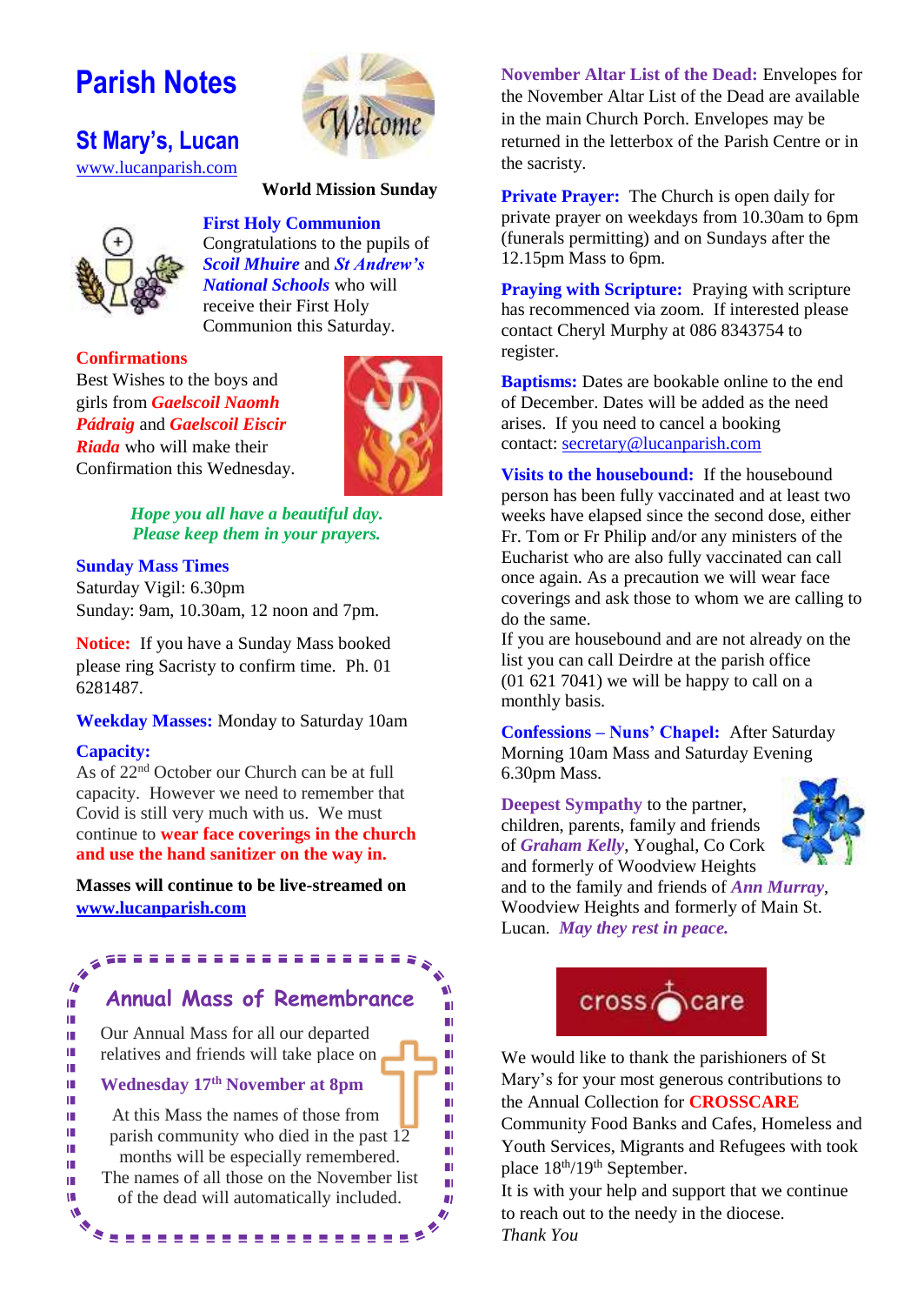# Parish Notes

## St Mary's, Lucan

www.lucanparish.com

**World Mission Sunday**

### First Holy Communion

Congratulations to the pupils of ***Scoil Mhuire*** and ***St Andrew's National Schools*** who will receive their First Holy Communion this Saturday.

### Confirmations

Best Wishes to the boys and girls from ***Gaelscoil Naomh Pádraig*** and ***Gaelscoil Eiscir Riada*** who will make their Confirmation this Wednesday.

***Hope you all have a beautiful day. Please keep them in your prayers.***

### Sunday Mass Times

Saturday Vigil: 6.30pm
Sunday: 9am, 10.30am, 12 noon and 7pm.

**Notice:** If you have a Sunday Mass booked please ring Sacristy to confirm time. Ph. 01 6281487.

**Weekday Masses:** Monday to Saturday 10am

**Capacity:**
As of 22nd October our Church can be at full capacity. However we need to remember that Covid is still very much with us. We must continue to **wear face coverings in the church and use the hand sanitizer on the way in.**

**Masses will continue to be live-streamed on www.lucanparish.com**

### Annual Mass of Remembrance

Our Annual Mass for all our departed relatives and friends will take place on

**Wednesday 17th November at 8pm**

At this Mass the names of those from parish community who died in the past 12 months will be especially remembered. The names of all those on the November list of the dead will automatically included.

**November Altar List of the Dead:** Envelopes for the November Altar List of the Dead are available in the main Church Porch. Envelopes may be returned in the letterbox of the Parish Centre or in the sacristy.

**Private Prayer:** The Church is open daily for private prayer on weekdays from 10.30am to 6pm (funerals permitting) and on Sundays after the 12.15pm Mass to 6pm.

**Praying with Scripture:** Praying with scripture has recommenced via zoom. If interested please contact Cheryl Murphy at 086 8343754 to register.

**Baptisms:** Dates are bookable online to the end of December. Dates will be added as the need arises. If you need to cancel a booking contact: secretary@lucanparish.com

**Visits to the housebound:** If the housebound person has been fully vaccinated and at least two weeks have elapsed since the second dose, either Fr. Tom or Fr Philip and/or any ministers of the Eucharist who are also fully vaccinated can call once again. As a precaution we will wear face coverings and ask those to whom we are calling to do the same.
If you are housebound and are not already on the list you can call Deirdre at the parish office (01 621 7041) we will be happy to call on a monthly basis.

**Confessions – Nuns' Chapel:** After Saturday Morning 10am Mass and Saturday Evening 6.30pm Mass.

**Deepest Sympathy** to the partner, children, parents, family and friends of ***Graham Kelly***, Youghal, Co Cork and formerly of Woodview Heights and to the family and friends of ***Ann Murray***, Woodview Heights and formerly of Main St. Lucan. ***May they rest in peace.***

cross care

We would like to thank the parishioners of St Mary's for your most generous contributions to the Annual Collection for **CROSSCARE** Community Food Banks and Cafes, Homeless and Youth Services, Migrants and Refugees with took place 18th/19th September.
It is with your help and support that we continue to reach out to the needy in the diocese.
*Thank You*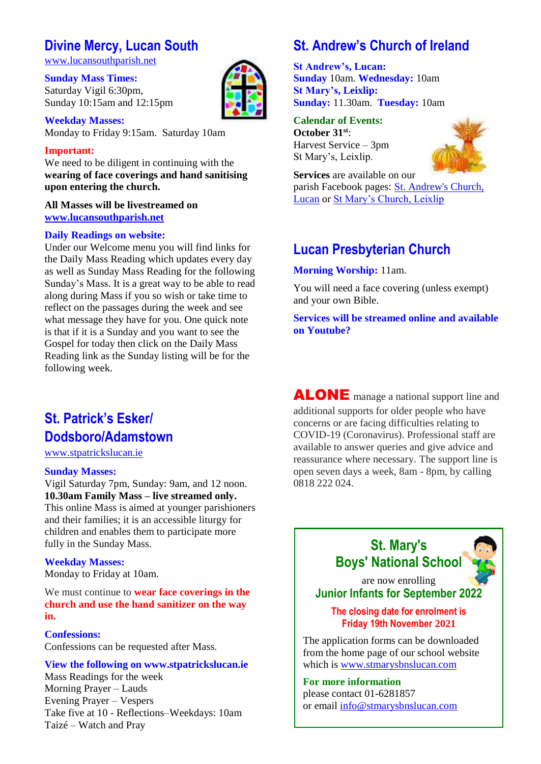## Divine Mercy, Lucan South

www.lucansouthparish.net

**Sunday Mass Times:**
Saturday Vigil 6:30pm,
Sunday 10:15am and 12:15pm

**Weekday Masses:**
Monday to Friday 9:15am. Saturday 10am

**Important:**
We need to be diligent in continuing with the **wearing of face coverings and hand sanitising upon entering the church.**

**All Masses will be livestreamed on www.lucansouthparish.net**

**Daily Readings on website:**
Under our Welcome menu you will find links for the Daily Mass Reading which updates every day as well as Sunday Mass Reading for the following Sunday's Mass. It is a great way to be able to read along during Mass if you so wish or take time to reflect on the passages during the week and see what message they have for you. One quick note is that if it is a Sunday and you want to see the Gospel for today then click on the Daily Mass Reading link as the Sunday listing will be for the following week.

## St. Patrick's Esker/ Dodsboro/Adamstown

www.stpatrickslucan.ie

**Sunday Masses:**
Vigil Saturday 7pm, Sunday: 9am, and 12 noon.
**10.30am Family Mass – live streamed only.**
This online Mass is aimed at younger parishioners and their families; it is an accessible liturgy for children and enables them to participate more fully in the Sunday Mass.

**Weekday Masses:**
Monday to Friday at 10am.

We must continue to **wear face coverings in the church and use the hand sanitizer on the way in.**

**Confessions:**
Confessions can be requested after Mass.

**View the following on www.stpatrickslucan.ie**
Mass Readings for the week
Morning Prayer – Lauds
Evening Prayer – Vespers
Take five at 10 - Reflections–Weekdays: 10am
Taizé – Watch and Pray

## St. Andrew's Church of Ireland

**St Andrew's, Lucan:**
**Sunday** 10am. **Wednesday:** 10am
**St Mary's, Leixlip:**
**Sunday:** 11.30am. **Tuesday:** 10am

**Calendar of Events:**
**October 31st**:
Harvest Service – 3pm
St Mary's, Leixlip.

**Services** are available on our parish Facebook pages: St. Andrew's Church, Lucan or St Mary's Church, Leixlip

## Lucan Presbyterian Church

**Morning Worship:** 11am.

You will need a face covering (unless exempt) and your own Bible.

**Services will be streamed online and available on Youtube?**

**ALONE** manage a national support line and additional supports for older people who have concerns or are facing difficulties relating to COVID-19 (Coronavirus). Professional staff are available to answer queries and give advice and reassurance where necessary. The support line is open seven days a week, 8am - 8pm, by calling 0818 222 024.

### St. Mary's Boys' National School

are now enrolling
**Junior Infants for September 2022**

**The closing date for enrolment is Friday 19th November 2021**

The application forms can be downloaded from the home page of our school website which is www.stmarysbnslucan.com

**For more information**
please contact 01-6281857
or email info@stmarysbnslucan.com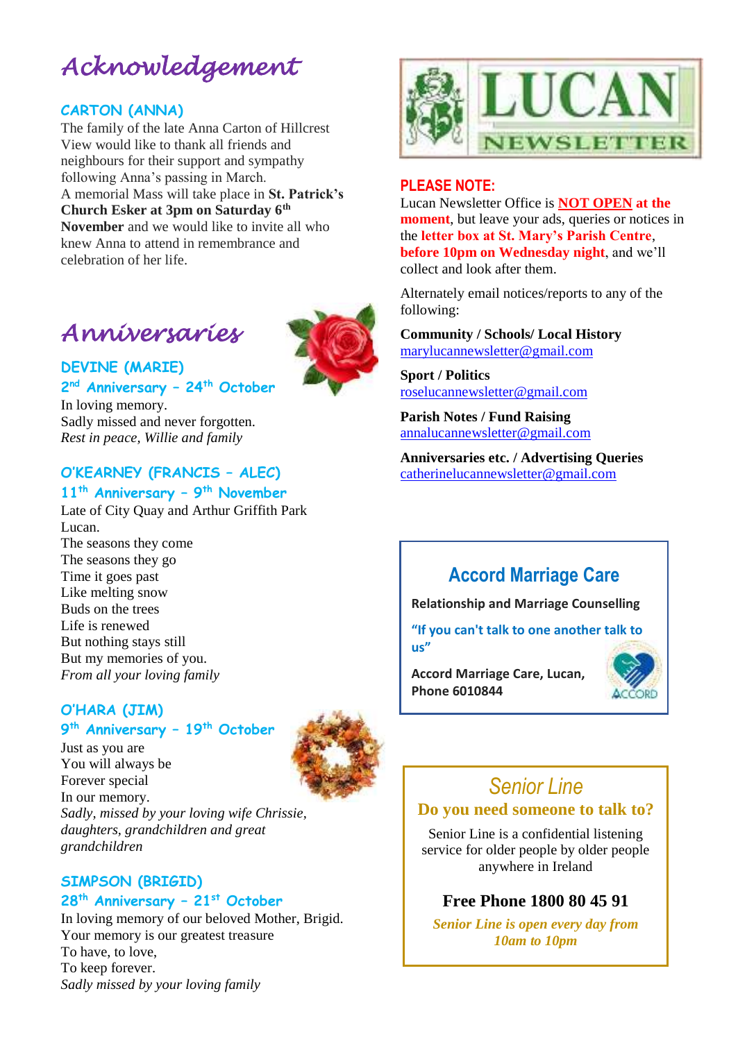# Acknowledgement

### CARTON (ANNA)

The family of the late Anna Carton of Hillcrest View would like to thank all friends and neighbours for their support and sympathy following Anna's passing in March.
A memorial Mass will take place in **St. Patrick's Church Esker at 3pm on Saturday 6th November** and we would like to invite all who knew Anna to attend in remembrance and celebration of her life.

# Anniversaries

### DEVINE (MARIE)
### 2nd Anniversary – 24th October

In loving memory.
Sadly missed and never forgotten.
*Rest in peace, Willie and family*

### O'KEARNEY (FRANCIS – ALEC)
### 11th Anniversary – 9th November

Late of City Quay and Arthur Griffith Park Lucan.
The seasons they come
The seasons they go
Time it goes past
Like melting snow
Buds on the trees
Life is renewed
But nothing stays still
But my memories of you.
*From all your loving family*

### O'HARA (JIM)
### 9th Anniversary – 19th October

Just as you are
You will always be
Forever special
In our memory.
*Sadly, missed by your loving wife Chrissie, daughters, grandchildren and great grandchildren*

### SIMPSON (BRIGID)
### 28th Anniversary – 21st October

In loving memory of our beloved Mother, Brigid.
Your memory is our greatest treasure
To have, to love,
To keep forever.
*Sadly missed by your loving family*

# LUCAN NEWSLETTER

### PLEASE NOTE:

Lucan Newsletter Office is **NOT OPEN at the moment**, but leave your ads, queries or notices in the **letter box at St. Mary's Parish Centre**, **before 10pm on Wednesday night**, and we'll collect and look after them.

Alternately email notices/reports to any of the following:

**Community / Schools/ Local History**
marylucannewsletter@gmail.com

**Sport / Politics**
roselucannewsletter@gmail.com

**Parish Notes / Fund Raising**
annalucannewsletter@gmail.com

**Anniversaries etc. / Advertising Queries**
catherinelucannewsletter@gmail.com

## Accord Marriage Care

**Relationship and Marriage Counselling**

**"If you can't talk to one another talk to us"**

**Accord Marriage Care, Lucan, Phone 6010844**

## *Senior Line*

**Do you need someone to talk to?**

Senior Line is a confidential listening service for older people by older people anywhere in Ireland

**Free Phone 1800 80 45 91**

***Senior Line is open every day from 10am to 10pm***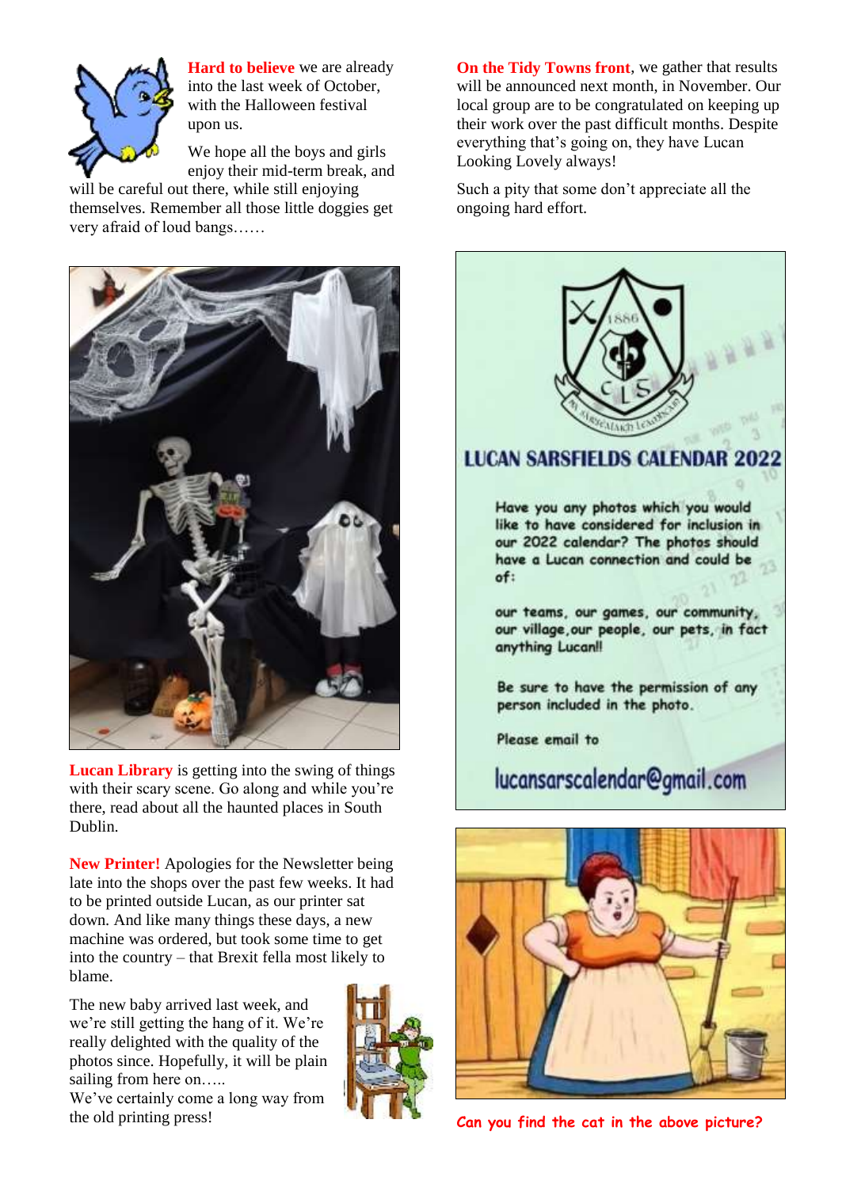**Hard to believe** we are already into the last week of October, with the Halloween festival upon us.

We hope all the boys and girls enjoy their mid-term break, and will be careful out there, while still enjoying themselves. Remember all those little doggies get very afraid of loud bangs……

**Lucan Library** is getting into the swing of things with their scary scene. Go along and while you're there, read about all the haunted places in South Dublin.

**New Printer!** Apologies for the Newsletter being late into the shops over the past few weeks. It had to be printed outside Lucan, as our printer sat down. And like many things these days, a new machine was ordered, but took some time to get into the country – that Brexit fella most likely to blame.

The new baby arrived last week, and we're still getting the hang of it. We're really delighted with the quality of the photos since. Hopefully, it will be plain sailing from here on…..

We've certainly come a long way from the old printing press!

**On the Tidy Towns front**, we gather that results will be announced next month, in November. Our local group are to be congratulated on keeping up their work over the past difficult months. Despite everything that's going on, they have Lucan Looking Lovely always!

Such a pity that some don't appreciate all the ongoing hard effort.

## LUCAN SARSFIELDS CALENDAR 2022

Have you any photos which you would like to have considered for inclusion in our 2022 calendar? The photos should have a Lucan connection and could be of:

our teams, our games, our community, our village, our people, our pets, in fact anything Lucan!!

Be sure to have the permission of any person included in the photo.

Please email to

lucansarscalendar@gmail.com

**Can you find the cat in the above picture?**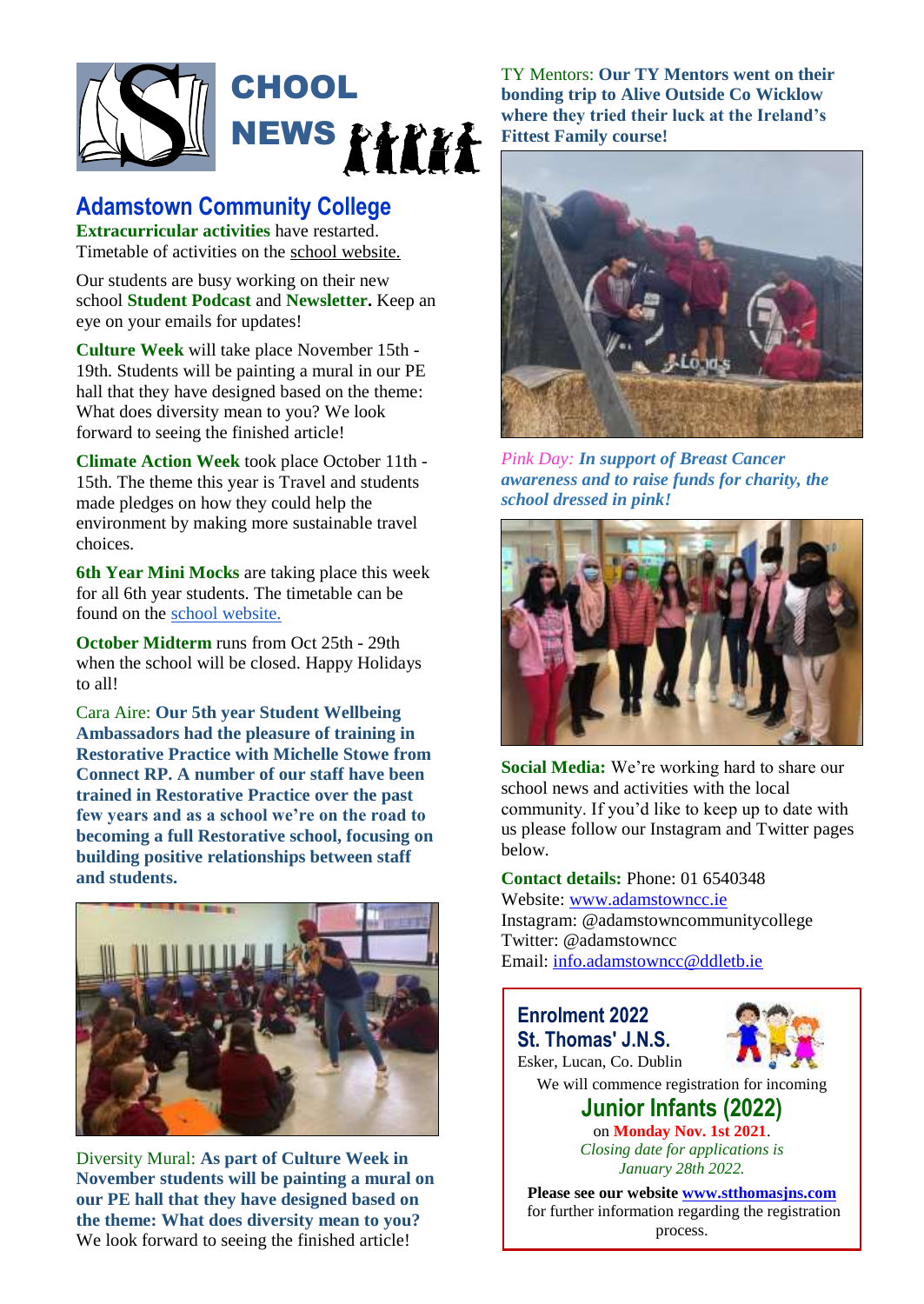# SCHOOL NEWS

## Adamstown Community College

**Extracurricular activities** have restarted. Timetable of activities on the school website.

Our students are busy working on their new school **Student Podcast** and **Newsletter.** Keep an eye on your emails for updates!

**Culture Week** will take place November 15th - 19th. Students will be painting a mural in our PE hall that they have designed based on the theme: What does diversity mean to you? We look forward to seeing the finished article!

**Climate Action Week** took place October 11th - 15th. The theme this year is Travel and students made pledges on how they could help the environment by making more sustainable travel choices.

**6th Year Mini Mocks** are taking place this week for all 6th year students. The timetable can be found on the school website.

**October Midterm** runs from Oct 25th - 29th when the school will be closed. Happy Holidays to all!

Cara Aire: **Our 5th year Student Wellbeing Ambassadors had the pleasure of training in Restorative Practice with Michelle Stowe from Connect RP. A number of our staff have been trained in Restorative Practice over the past few years and as a school we're on the road to becoming a full Restorative school, focusing on building positive relationships between staff and students.**

Diversity Mural: **As part of Culture Week in November students will be painting a mural on our PE hall that they have designed based on the theme: What does diversity mean to you?** We look forward to seeing the finished article!

TY Mentors: **Our TY Mentors went on their bonding trip to Alive Outside Co Wicklow where they tried their luck at the Ireland's Fittest Family course!**

*Pink Day:* ***In support of Breast Cancer awareness and to raise funds for charity, the school dressed in pink!***

**Social Media:** We're working hard to share our school news and activities with the local community. If you'd like to keep up to date with us please follow our Instagram and Twitter pages below.

**Contact details:** Phone: 01 6540348
Website: www.adamstowncc.ie
Instagram: @adamstowncommunitycollege
Twitter: @adamstowncc
Email: info.adamstowncc@ddletb.ie

---

**Enrolment 2022**
**St. Thomas' J.N.S.**
Esker, Lucan, Co. Dublin

We will commence registration for incoming

**Junior Infants (2022)**

on **Monday Nov. 1st 2021**.
*Closing date for applications is January 28th 2022.*

**Please see our website www.stthomasjns.com** for further information regarding the registration process.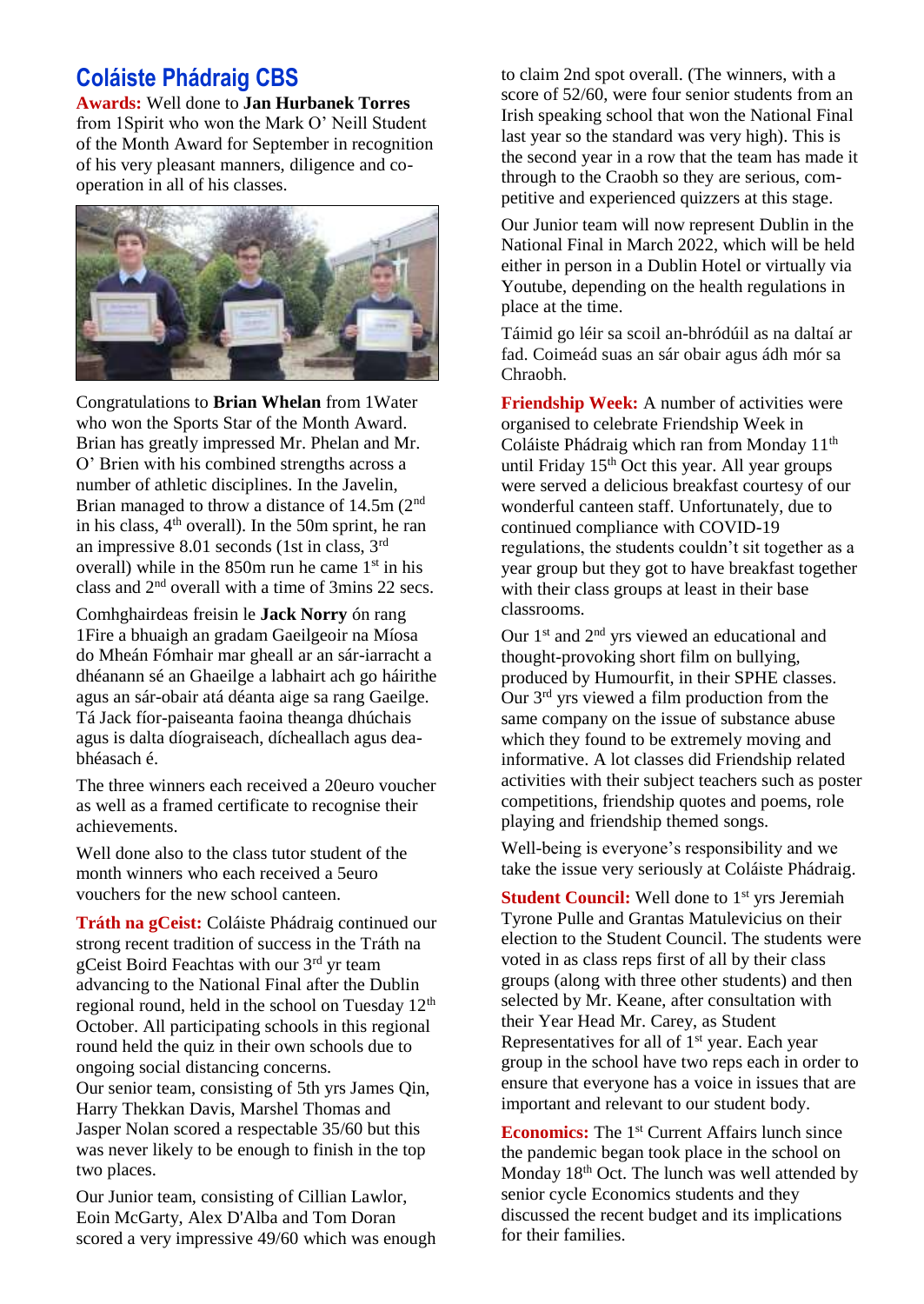## Coláiste Phádraig CBS

**Awards:** Well done to **Jan Hurbanek Torres** from 1Spirit who won the Mark O' Neill Student of the Month Award for September in recognition of his very pleasant manners, diligence and co-operation in all of his classes.

Congratulations to **Brian Whelan** from 1Water who won the Sports Star of the Month Award. Brian has greatly impressed Mr. Phelan and Mr. O' Brien with his combined strengths across a number of athletic disciplines. In the Javelin, Brian managed to throw a distance of 14.5m (2nd in his class, 4th overall). In the 50m sprint, he ran an impressive 8.01 seconds (1st in class, 3rd overall) while in the 850m run he came 1st in his class and 2nd overall with a time of 3mins 22 secs.

Comhghairdeas freisin le **Jack Norry** ón rang 1Fire a bhuaigh an gradam Gaeilgeoir na Míosa do Mheán Fómhair mar gheall ar an sár-iarracht a dhéanann sé an Ghaeilge a labhairt ach go háirithe agus an sár-obair atá déanta aige sa rang Gaeilge. Tá Jack fíor-paiseanta faoina theanga dhúchais agus is dalta díograiseach, dícheallach dea-bhéasach é.

The three winners each received a 20euro voucher as well as a framed certificate to recognise their achievements.

Well done also to the class tutor student of the month winners who each received a 5euro vouchers for the new school canteen.

**Tráth na gCeist:** Coláiste Phádraig continued our strong recent tradition of success in the Tráth na gCeist Boird Feachtas with our 3rd yr team advancing to the National Final after the Dublin regional round, held in the school on Tuesday 12th October. All participating schools in this regional round held the quiz in their own schools due to ongoing social distancing concerns.
Our senior team, consisting of 5th yrs James Qin, Harry Thekkan Davis, Marshel Thomas and Jasper Nolan scored a respectable 35/60 but this was never likely to be enough to finish in the top two places.

Our Junior team, consisting of Cillian Lawlor, Eoin McGarty, Alex D'Alba and Tom Doran scored a very impressive 49/60 which was enough to claim 2nd spot overall. (The winners, with a score of 52/60, were four senior students from an Irish speaking school that won the National Final last year so the standard was very high). This is the second year in a row that the team has made it through to the Craobh so they are serious, competitive and experienced quizzers at this stage.

Our Junior team will now represent Dublin in the National Final in March 2022, which will be held either in person in a Dublin Hotel or virtually via Youtube, depending on the health regulations in place at the time.

Táimid go léir sa scoil an-bhródúil as na daltaí ar fad. Coimeád suas an sár obair agus ádh mór sa Chraobh.

**Friendship Week:** A number of activities were organised to celebrate Friendship Week in Coláiste Phádraig which ran from Monday 11th until Friday 15th Oct this year. All year groups were served a delicious breakfast courtesy of our wonderful canteen staff. Unfortunately, due to continued compliance with COVID-19 regulations, the students couldn't sit together as a year group but they got to have breakfast together with their class groups at least in their base classrooms.

Our 1st and 2nd yrs viewed an educational and thought-provoking short film on bullying, produced by Humourfit, in their SPHE classes. Our 3rd yrs viewed a film production from the same company on the issue of substance abuse which they found to be extremely moving and informative. A lot classes did Friendship related activities with their subject teachers such as poster competitions, friendship quotes and poems, role playing and friendship themed songs.

Well-being is everyone's responsibility and we take the issue very seriously at Coláiste Phádraig.

**Student Council:** Well done to 1st yrs Jeremiah Tyrone Pulle and Grantas Matulevicius on their election to the Student Council. The students were voted in as class reps first of all by their class groups (along with three other students) and then selected by Mr. Keane, after consultation with their Year Head Mr. Carey, as Student Representatives for all of 1st year. Each year group in the school have two reps each in order to ensure that everyone has a voice in issues that are important and relevant to our student body.

**Economics:** The 1st Current Affairs lunch since the pandemic began took place in the school on Monday 18th Oct. The lunch was well attended by senior cycle Economics students and they discussed the recent budget and its implications for their families.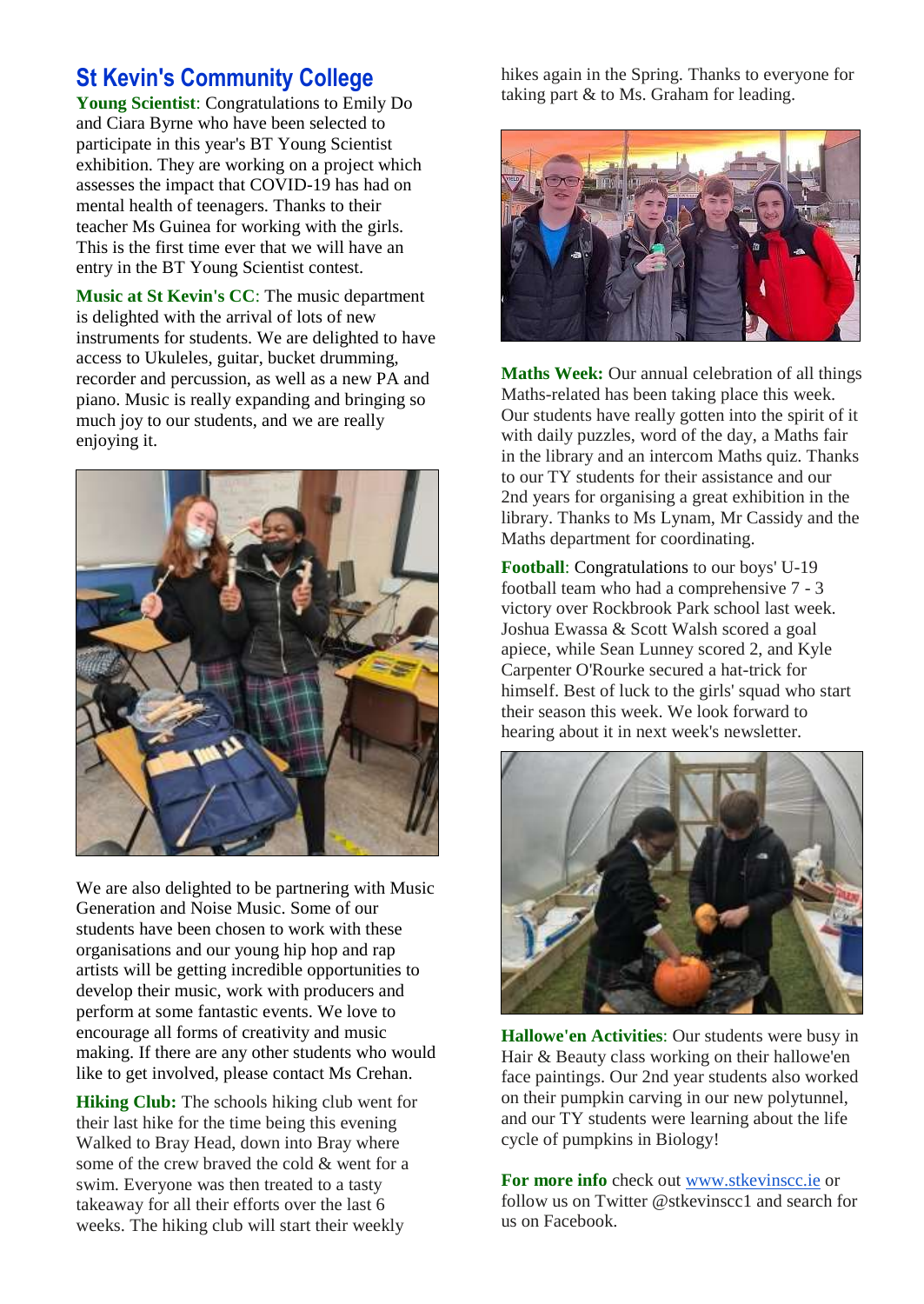## St Kevin's Community College

**Young Scientist**: Congratulations to Emily Do and Ciara Byrne who have been selected to participate in this year's BT Young Scientist exhibition. They are working on a project which assesses the impact that COVID-19 has had on mental health of teenagers. Thanks to their teacher Ms Guinea for working with the girls. This is the first time ever that we will have an entry in the BT Young Scientist contest.

**Music at St Kevin's CC**: The music department is delighted with the arrival of lots of new instruments for students. We are delighted to have access to Ukuleles, guitar, bucket drumming, recorder and percussion, as well as a new PA and piano. Music is really expanding and bringing so much joy to our students, and we are really enjoying it.

We are also delighted to be partnering with Music Generation and Noise Music. Some of our students have been chosen to work with these organisations and our young hip hop and rap artists will be getting incredible opportunities to develop their music, work with producers and perform at some fantastic events. We love to encourage all forms of creativity and music making. If there are any other students who would like to get involved, please contact Ms Crehan.

**Hiking Club:** The schools hiking club went for their last hike for the time being this evening Walked to Bray Head, down into Bray where some of the crew braved the cold & went for a swim. Everyone was then treated to a tasty takeaway for all their efforts over the last 6 weeks. The hiking club will start their weekly hikes again in the Spring. Thanks to everyone for taking part & to Ms. Graham for leading.

**Maths Week:** Our annual celebration of all things Maths-related has been taking place this week. Our students have really gotten into the spirit of it with daily puzzles, word of the day, a Maths fair in the library and an intercom Maths quiz. Thanks to our TY students for their assistance and our 2nd years for organising a great exhibition in the library. Thanks to Ms Lynam, Mr Cassidy and the Maths department for coordinating.

**Football**: Congratulations to our boys' U-19 football team who had a comprehensive 7 - 3 victory over Rockbrook Park school last week. Joshua Ewassa & Scott Walsh scored a goal apiece, while Sean Lunney scored 2, and Kyle Carpenter O'Rourke secured a hat-trick for himself. Best of luck to the girls' squad who start their season this week. We look forward to hearing about it in next week's newsletter.

**Hallowe'en Activities**: Our students were busy in Hair & Beauty class working on their hallowe'en face paintings. Our 2nd year students also worked on their pumpkin carving in our new polytunnel, and our TY students were learning about the life cycle of pumpkins in Biology!

**For more info** check out www.stkevinscc.ie or follow us on Twitter @stkevinscc1 and search for us on Facebook.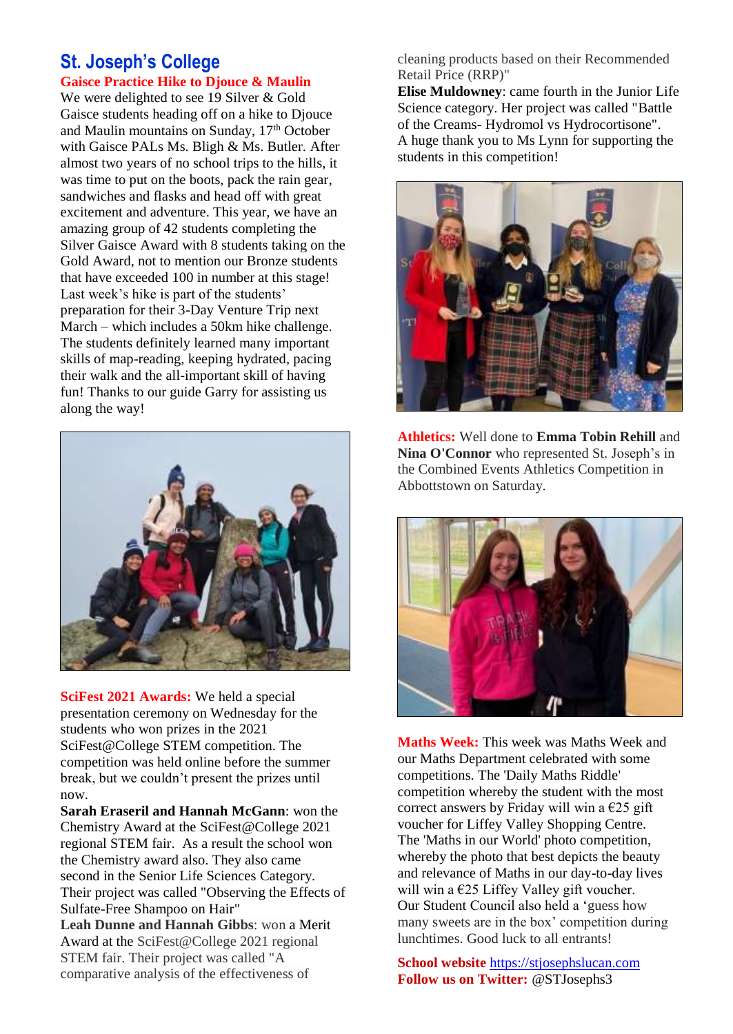# St. Joseph's College

## Gaisce Practice Hike to Djouce & Maulin

We were delighted to see 19 Silver & Gold Gaisce students heading off on a hike to Djouce and Maulin mountains on Sunday, 17th October with Gaisce PALs Ms. Bligh & Ms. Butler. After almost two years of no school trips to the hills, it was time to put on the boots, pack the rain gear, sandwiches and flasks and head off with great excitement and adventure. This year, we have an amazing group of 42 students completing the Silver Gaisce Award with 8 students taking on the Gold Award, not to mention our Bronze students that have exceeded 100 in number at this stage! Last week's hike is part of the students' preparation for their 3-Day Venture Trip next March – which includes a 50km hike challenge. The students definitely learned many important skills of map-reading, keeping hydrated, pacing their walk and the all-important skill of having fun! Thanks to our guide Garry for assisting us along the way!

**SciFest 2021 Awards:** We held a special presentation ceremony on Wednesday for the students who won prizes in the 2021 SciFest@College STEM competition. The competition was held online before the summer break, but we couldn't present the prizes until now.

**Sarah Eraseril and Hannah McGann**: won the Chemistry Award at the SciFest@College 2021 regional STEM fair. As a result the school won the Chemistry award also. They also came second in the Senior Life Sciences Category. Their project was called "Observing the Effects of Sulfate-Free Shampoo on Hair"

**Leah Dunne and Hannah Gibbs**: won a Merit Award at the SciFest@College 2021 regional STEM fair. Their project was called "A comparative analysis of the effectiveness of cleaning products based on their Recommended Retail Price (RRP)"

**Elise Muldowney**: came fourth in the Junior Life Science category. Her project was called "Battle of the Creams- Hydromol vs Hydrocortisone".

A huge thank you to Ms Lynn for supporting the students in this competition!

**Athletics:** Well done to **Emma Tobin Rehill** and **Nina O'Connor** who represented St. Joseph's in the Combined Events Athletics Competition in Abbottstown on Saturday.

**Maths Week:** This week was Maths Week and our Maths Department celebrated with some competitions. The 'Daily Maths Riddle' competition whereby the student with the most correct answers by Friday will win a €25 gift voucher for Liffey Valley Shopping Centre. The 'Maths in our World' photo competition, whereby the photo that best depicts the beauty and relevance of Maths in our day-to-day lives will win a €25 Liffey Valley gift voucher. Our Student Council also held a 'guess how many sweets are in the box' competition during lunchtimes. Good luck to all entrants!

**School website** https://stjosephslucan.com
**Follow us on Twitter:** @STJosephs3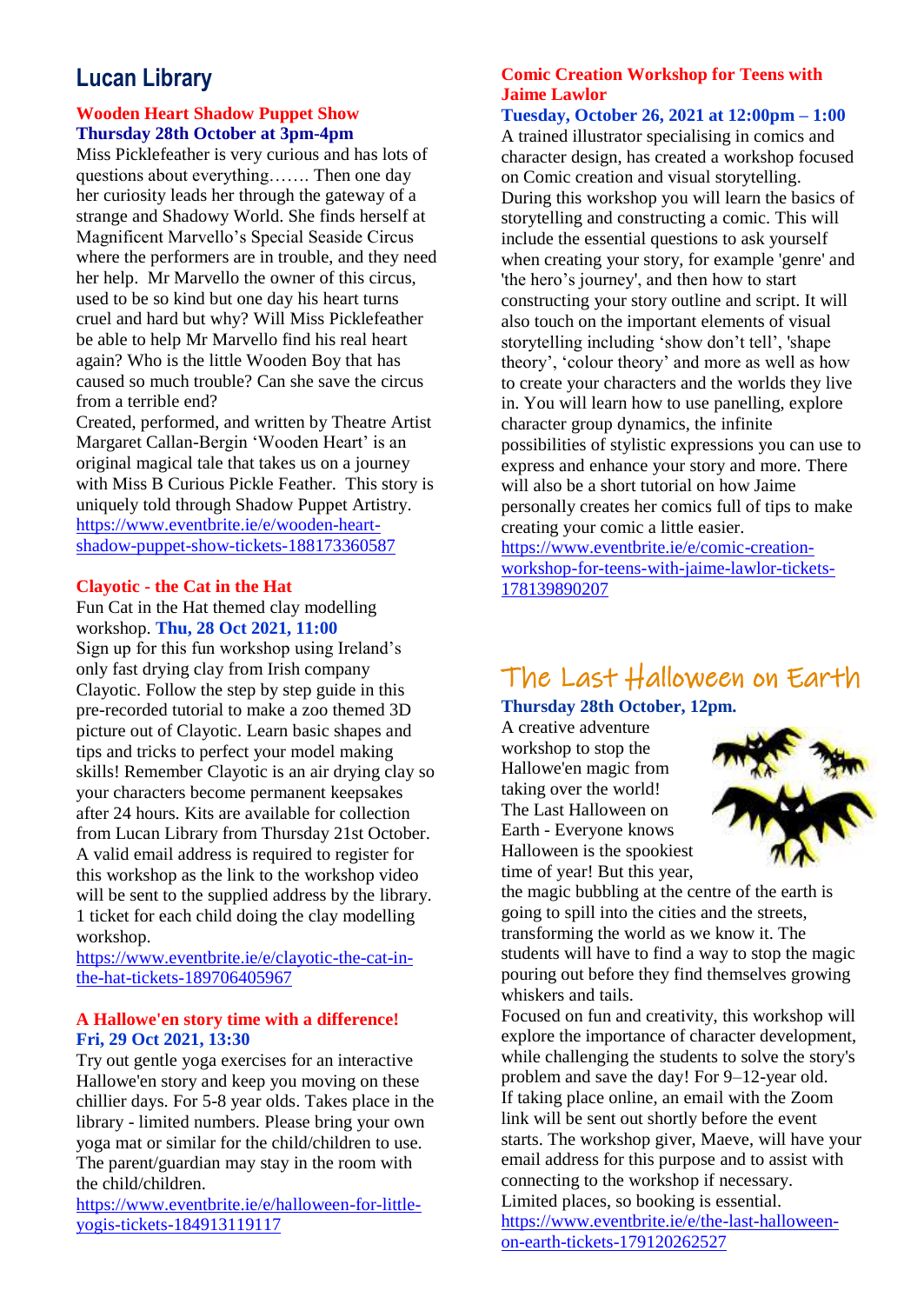## Lucan Library

### Wooden Heart Shadow Puppet Show
**Thursday 28th October at 3pm-4pm**

Miss Picklefeather is very curious and has lots of questions about everything……. Then one day her curiosity leads her through the gateway of a strange and Shadowy World. She finds herself at Magnificent Marvello's Special Seaside Circus where the performers are in trouble, and they need her help. Mr Marvello the owner of this circus, used to be so kind but one day his heart turns cruel and hard but why? Will Miss Picklefeather be able to help Mr Marvello find his real heart again? Who is the little Wooden Boy that has caused so much trouble? Can she save the circus from a terrible end?

Created, performed, and written by Theatre Artist Margaret Callan-Bergin 'Wooden Heart' is an original magical tale that takes us on a journey with Miss B Curious Pickle Feather. This story is uniquely told through Shadow Puppet Artistry.
https://www.eventbrite.ie/e/wooden-heart-shadow-puppet-show-tickets-188173360587

### Clayotic - the Cat in the Hat

Fun Cat in the Hat themed clay modelling workshop. **Thu, 28 Oct 2021, 11:00**

Sign up for this fun workshop using Ireland's only fast drying clay from Irish company Clayotic. Follow the step by step guide in this pre-recorded tutorial to make a zoo themed 3D picture out of Clayotic. Learn basic shapes and tips and tricks to perfect your model making skills! Remember Clayotic is an air drying clay so your characters become permanent keepsakes after 24 hours. Kits are available for collection from Lucan Library from Thursday 21st October. A valid email address is required to register for this workshop as the link to the workshop video will be sent to the supplied address by the library. 1 ticket for each child doing the clay modelling workshop.
https://www.eventbrite.ie/e/clayotic-the-cat-in-the-hat-tickets-189706405967

### A Hallowe'en story time with a difference!
**Fri, 29 Oct 2021, 13:30**

Try out gentle yoga exercises for an interactive Hallowe'en story and keep you moving on these chillier days. For 5-8 year olds. Takes place in the library - limited numbers. Please bring your own yoga mat or similar for the child/children to use. The parent/guardian may stay in the room with the child/children.
https://www.eventbrite.ie/e/halloween-for-little-yogis-tickets-184913119117

### Comic Creation Workshop for Teens with Jaime Lawlor
**Tuesday, October 26, 2021 at 12:00pm – 1:00**

A trained illustrator specialising in comics and character design, has created a workshop focused on Comic creation and visual storytelling. During this workshop you will learn the basics of storytelling and constructing a comic. This will include the essential questions to ask yourself when creating your story, for example 'genre' and 'the hero's journey', and then how to start constructing your story outline and script. It will also touch on the important elements of visual storytelling including 'show don't tell', 'shape theory', 'colour theory' and more as well as how to create your characters and the worlds they live in. You will learn how to use panelling, explore character group dynamics, the infinite possibilities of stylistic expressions you can use to express and enhance your story and more. There will also be a short tutorial on how Jaime personally creates her comics full of tips to make creating your comic a little easier.
https://www.eventbrite.ie/e/comic-creation-workshop-for-teens-with-jaime-lawlor-tickets-178139890207

## The Last Halloween on Earth
**Thursday 28th October, 12pm.**

A creative adventure workshop to stop the Hallowe'en magic from taking over the world! The Last Halloween on Earth - Everyone knows Halloween is the spookiest time of year! But this year, the magic bubbling at the centre of the earth is going to spill into the cities and the streets, transforming the world as we know it. The students will have to find a way to stop the magic pouring out before they find themselves growing whiskers and tails.

Focused on fun and creativity, this workshop will explore the importance of character development, while challenging the students to solve the story's problem and save the day! For 9–12-year old.

If taking place online, an email with the Zoom link will be sent out shortly before the event starts. The workshop giver, Maeve, will have your email address for this purpose and to assist with connecting to the workshop if necessary.

Limited places, so booking is essential.
https://www.eventbrite.ie/e/the-last-halloween-on-earth-tickets-179120262527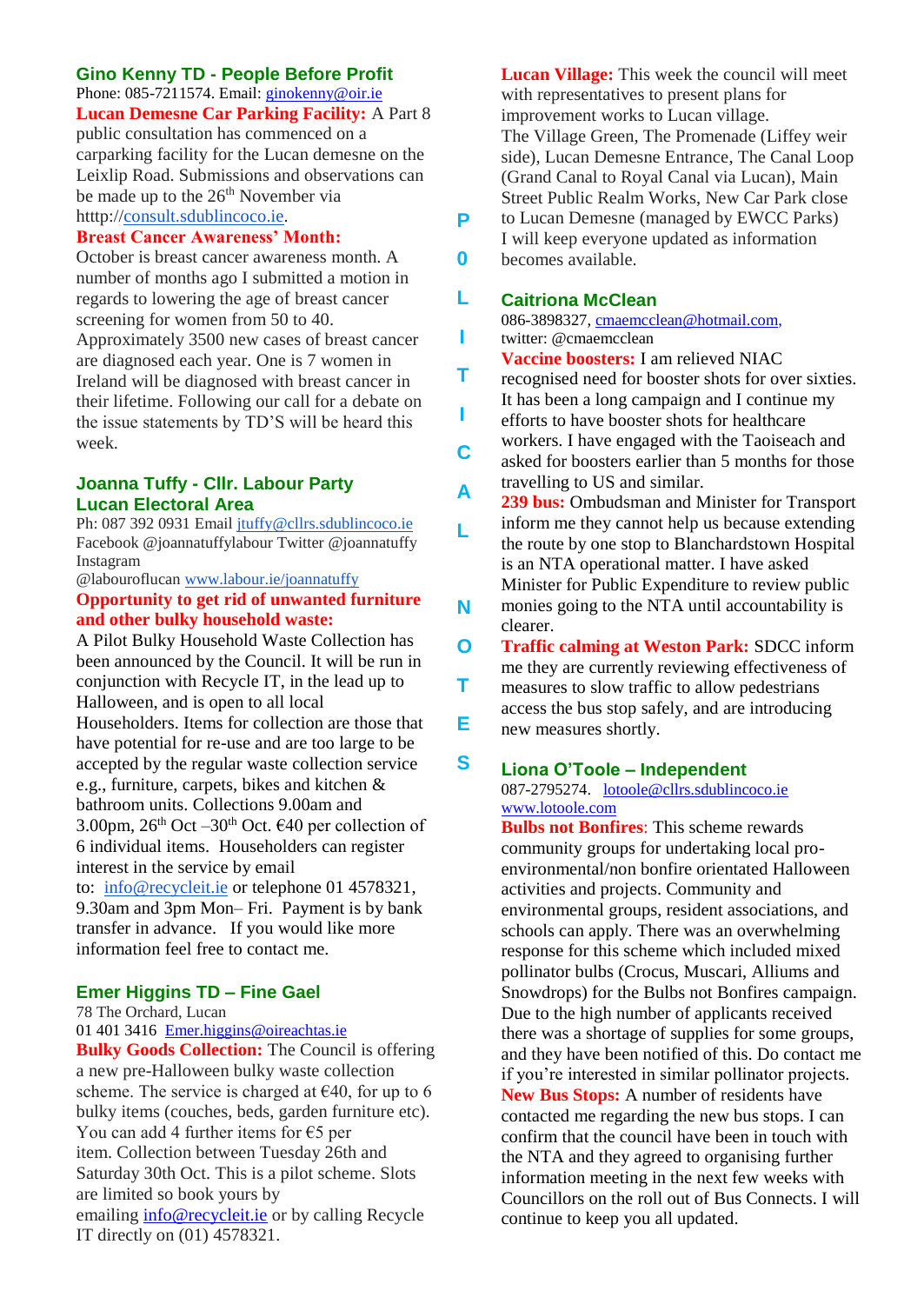## Gino Kenny TD - People Before Profit

Phone: 085-7211574. Email: ginokenny@oir.ie

**Lucan Demesne Car Parking Facility:** A Part 8 public consultation has commenced on a carparking facility for the Lucan demesne on the Leixlip Road. Submissions and observations can be made up to the 26th November via htttp://consult.sdublincoco.ie.

**Breast Cancer Awareness' Month:** October is breast cancer awareness month. A number of months ago I submitted a motion in regards to lowering the age of breast cancer screening for women from 50 to 40. Approximately 3500 new cases of breast cancer are diagnosed each year. One is 7 women in Ireland will be diagnosed with breast cancer in their lifetime. Following our call for a debate on the issue statements by TD'S will be heard this week.

## Joanna Tuffy - Cllr. Labour Party Lucan Electoral Area

Ph: 087 392 0931 Email jtuffy@cllrs.sdublincoco.ie Facebook @joannatuffylabour Twitter @joannatuffy Instagram @labouroflucan www.labour.ie/joannatuffy

**Opportunity to get rid of unwanted furniture and other bulky household waste:**

A Pilot Bulky Household Waste Collection has been announced by the Council. It will be run in conjunction with Recycle IT, in the lead up to Halloween, and is open to all local Householders. Items for collection are those that have potential for re-use and are too large to be accepted by the regular waste collection service e.g., furniture, carpets, bikes and kitchen & bathroom units. Collections 9.00am and 3.00pm, 26th Oct –30th Oct. €40 per collection of 6 individual items. Householders can register interest in the service by email to: info@recycleit.ie or telephone 01 4578321, 9.30am and 3pm Mon– Fri. Payment is by bank transfer in advance. If you would like more information feel free to contact me.

## Emer Higgins TD – Fine Gael

78 The Orchard, Lucan

01 401 3416 Emer.higgins@oireachtas.ie

**Bulky Goods Collection:** The Council is offering a new pre-Halloween bulky waste collection scheme. The service is charged at €40, for up to 6 bulky items (couches, beds, garden furniture etc). You can add 4 further items for €5 per item. Collection between Tuesday 26th and Saturday 30th Oct. This is a pilot scheme. Slots are limited so book yours by emailing info@recycleit.ie or by calling Recycle IT directly on (01) 4578321.

# POLITICAL NOTES

**Lucan Village:** This week the council will meet with representatives to present plans for improvement works to Lucan village.

The Village Green, The Promenade (Liffey weir side), Lucan Demesne Entrance, The Canal Loop (Grand Canal to Royal Canal via Lucan), Main Street Public Realm Works, New Car Park close to Lucan Demesne (managed by EWCC Parks)

I will keep everyone updated as information becomes available.

## Caitriona McClean

086-3898327, cmaemcclean@hotmail.com, twitter: @cmaemcclean

**Vaccine boosters:** I am relieved NIAC recognised need for booster shots for over sixties. It has been a long campaign and I continue my efforts to have booster shots for healthcare workers. I have engaged with the Taoiseach and asked for boosters earlier than 5 months for those travelling to US and similar.

**239 bus:** Ombudsman and Minister for Transport inform me they cannot help us because extending the route by one stop to Blanchardstown Hospital is an NTA operational matter. I have asked Minister for Public Expenditure to review public monies going to the NTA until accountability is clearer.

**Traffic calming at Weston Park:** SDCC inform me they are currently reviewing effectiveness of measures to slow traffic to allow pedestrians access the bus stop safely, and are introducing new measures shortly.

## Liona O'Toole – Independent

087-2795274. lotoole@cllrs.sdublincoco.ie www.lotoole.com

**Bulbs not Bonfires**: This scheme rewards community groups for undertaking local pro-environmental/non bonfire orientated Halloween activities and projects. Community and environmental groups, resident associations, and schools can apply. There was an overwhelming response for this scheme which included mixed pollinator bulbs (Crocus, Muscari, Alliums and Snowdrops) for the Bulbs not Bonfires campaign. Due to the high number of applicants received there was a shortage of supplies for some groups, and they have been notified of this. Do contact me if you're interested in similar pollinator projects.

**New Bus Stops:** A number of residents have contacted me regarding the new bus stops. I can confirm that the council have been in touch with the NTA and they agreed to organising further information meeting in the next few weeks with Councillors on the roll out of Bus Connects. I will continue to keep you all updated.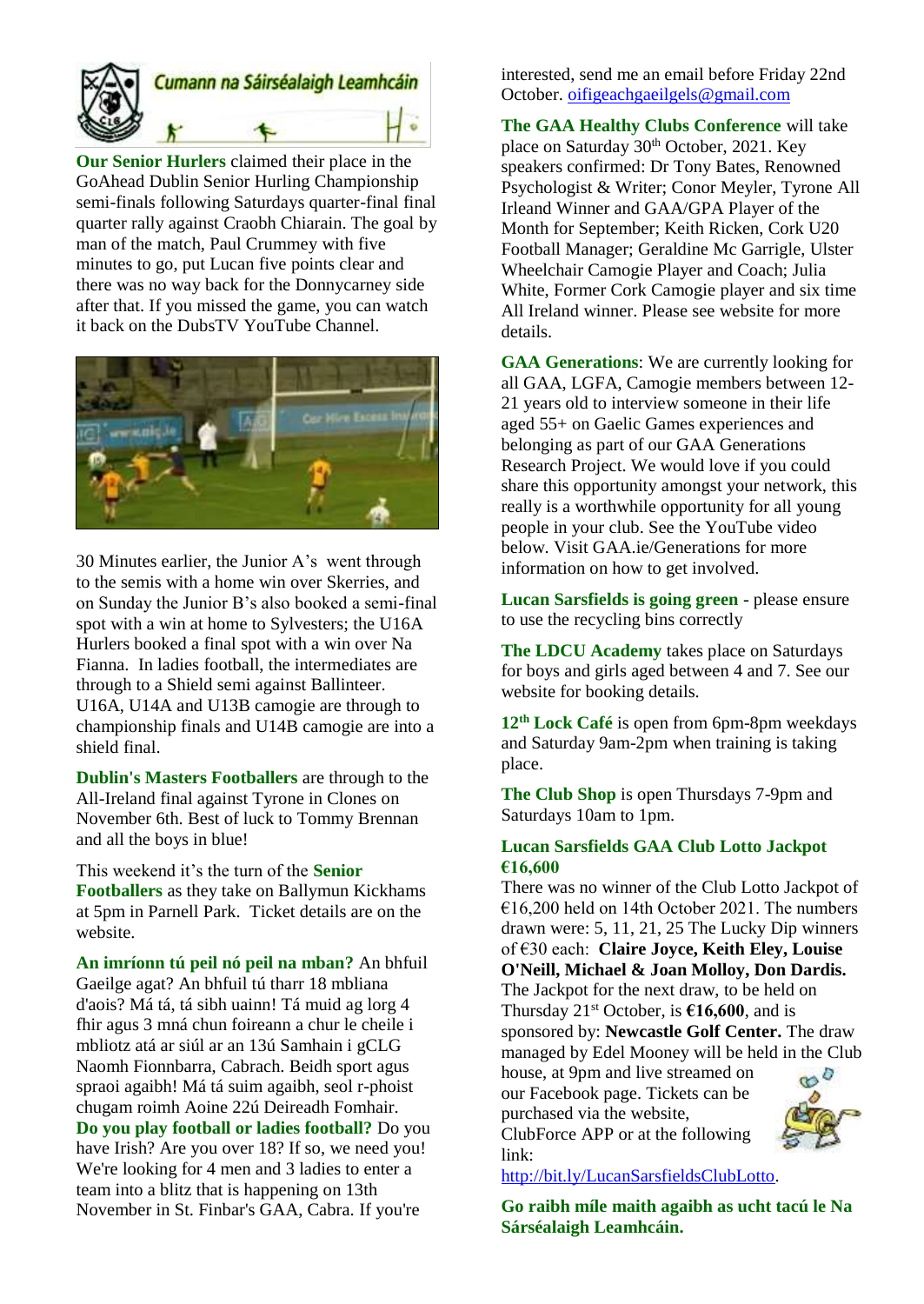**Cumann na Sáirséalaigh Leamhcáin**

**Our Senior Hurlers** claimed their place in the GoAhead Dublin Senior Hurling Championship semi-finals following Saturdays quarter-final final quarter rally against Craobh Chiarain. The goal by man of the match, Paul Crummey with five minutes to go, put Lucan five points clear and there was no way back for the Donnycarney side after that. If you missed the game, you can watch it back on the DubsTV YouTube Channel.

30 Minutes earlier, the Junior A's went through to the semis with a home win over Skerries, and on Sunday the Junior B's also booked a semi-final spot with a win at home to Sylvesters; the U16A Hurlers booked a final spot with a win over Na Fianna. In ladies football, the intermediates are through to a Shield semi against Ballinteer. U16A, U14A and U13B camogie are through to championship finals and U14B camogie are into a shield final.

**Dublin's Masters Footballers** are through to the All-Ireland final against Tyrone in Clones on November 6th. Best of luck to Tommy Brennan and all the boys in blue!

This weekend it's the turn of the **Senior Footballers** as they take on Ballymun Kickhams at 5pm in Parnell Park. Ticket details are on the website.

**An imríonn tú peil nó peil na mban?** An bhfuil Gaeilge agat? An bhfuil tú tharr 18 mbliana d'aois? Má tá, tá sibh uainn! Tá muid ag lorg 4 fhir agus 3 mná chun foireann a chur le cheile i mbliotz atá ar siúl ar an 13ú Samhain i gCLG Naomh Fionnbarra, Cabrach. Beidh sport agus spraoi agaibh! Má tá suim agaibh, seol r-phoist chugam roimh Aoine 22ú Deireadh Fomhair.

**Do you play football or ladies football?** Do you have Irish? Are you over 18? If so, we need you! We're looking for 4 men and 3 ladies to enter a team into a blitz that is happening on 13th November in St. Finbar's GAA, Cabra. If you're interested, send me an email before Friday 22nd October. oifigeachgaeilgels@gmail.com

**The GAA Healthy Clubs Conference** will take place on Saturday 30th October, 2021. Key speakers confirmed: Dr Tony Bates, Renowned Psychologist & Writer; Conor Meyler, Tyrone All Irleand Winner and GAA/GPA Player of the Month for September; Keith Ricken, Cork U20 Football Manager; Geraldine Mc Garrigle, Ulster Wheelchair Camogie Player and Coach; Julia White, Former Cork Camogie player and six time All Ireland winner. Please see website for more details.

**GAA Generations**: We are currently looking for all GAA, LGFA, Camogie members between 12-21 years old to interview someone in their life aged 55+ on Gaelic Games experiences and belonging as part of our GAA Generations Research Project. We would love if you could share this opportunity amongst your network, this really is a worthwhile opportunity for all young people in your club. See the YouTube video below. Visit GAA.ie/Generations for more information on how to get involved.

**Lucan Sarsfields is going green** - please ensure to use the recycling bins correctly

**The LDCU Academy** takes place on Saturdays for boys and girls aged between 4 and 7. See our website for booking details.

**12th Lock Café** is open from 6pm-8pm weekdays and Saturday 9am-2pm when training is taking place.

**The Club Shop** is open Thursdays 7-9pm and Saturdays 10am to 1pm.

**Lucan Sarsfields GAA Club Lotto Jackpot €16,600**

There was no winner of the Club Lotto Jackpot of €16,200 held on 14th October 2021. The numbers drawn were: 5, 11, 21, 25 The Lucky Dip winners of €30 each: **Claire Joyce, Keith Eley, Louise O'Neill, Michael & Joan Molloy, Don Dardis.** The Jackpot for the next draw, to be held on Thursday 21st October, is **€16,600**, and is sponsored by: **Newcastle Golf Center.** The draw managed by Edel Mooney will be held in the Club house, at 9pm and live streamed on our Facebook page. Tickets can be purchased via the website, ClubForce APP or at the following link: http://bit.ly/LucanSarsfieldsClubLotto.

**Go raibh míle maith agaibh as ucht tacú le Na Sárséalaigh Leamhcáin.**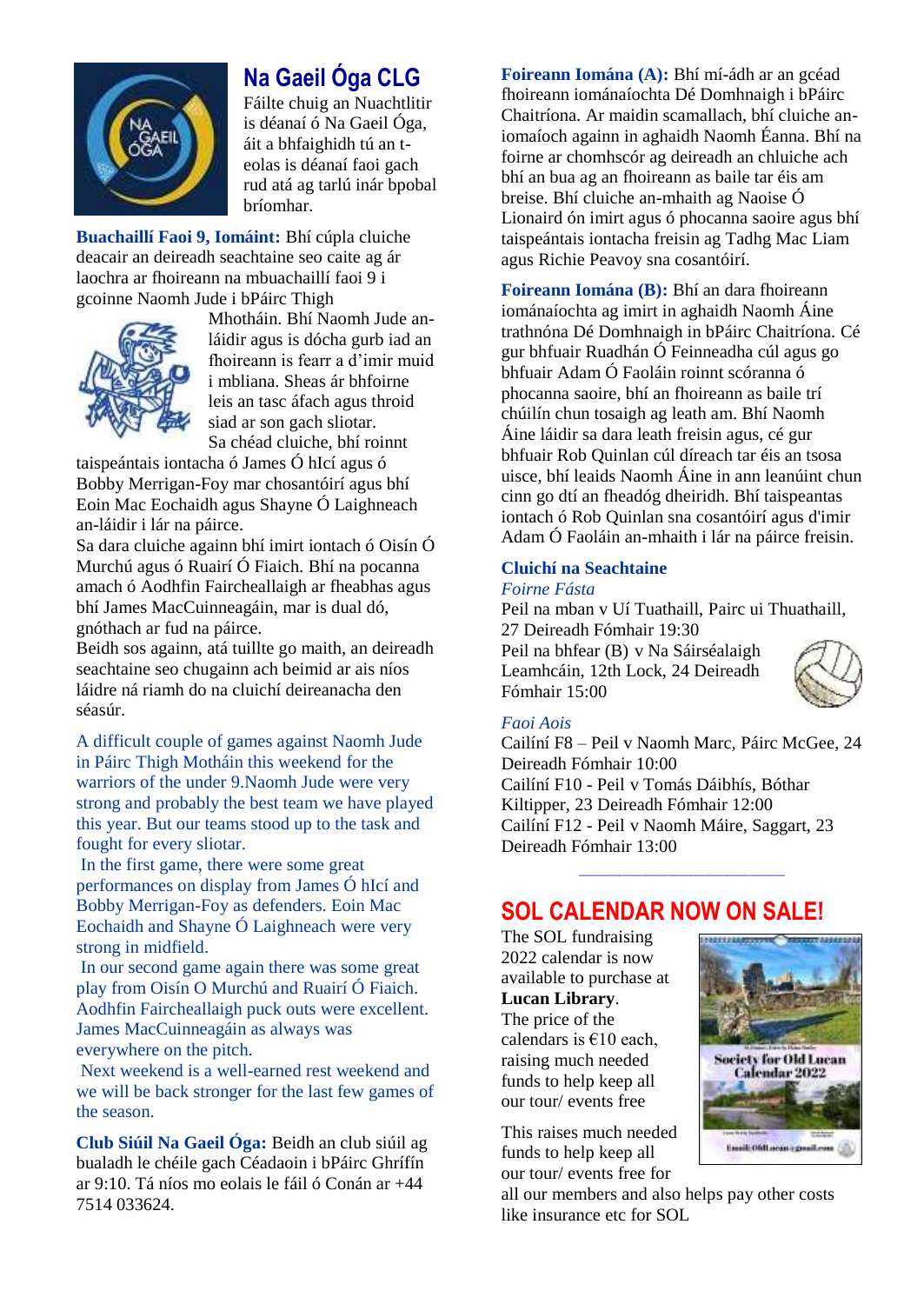## Na Gaeil Óga CLG

Fáilte chuig an Nuachtlitir is déanaí ó Na Gaeil Óga, áit a bhfaighidh tú an t-eolas is déanaí faoi gach rud atá ag tarlú inár bpobal bríomhar.

**Buachaillí Faoi 9, Iomáint:** Bhí cúpla cluiche deacair an deireadh seachtaine seo caite ag ár laochra ar fhoireann na mbuachaillí faoi 9 i gcoinne Naomh Jude i bPáirc Thigh Mhotháin. Bhí Naomh Jude an-láidir agus is dócha gurb iad an fhoireann is fearr a d'imir muid i mbliana. Sheas ár bhfoirne leis an tasc áfach agus throid siad ar son gach sliotar.
Sa chéad cluiche, bhí roinnt taispeántais iontacha ó James Ó hIcí agus ó Bobby Merrigan-Foy mar chosantóirí agus bhí Eoin Mac Eochaidh agus Shayne Ó Laighneach an-láidir i lár na páirce.
Sa dara cluiche againn bhí imirt iontach ó Oisín Ó Murchú agus ó Ruairí Ó Fiaich. Bhí na pocanna amach ó Aodhfin Faircheallaigh ar fheabhas agus bhí James MacCuinneagáin, mar is dual dó, gnóthach ar fud na páirce.
Beidh sos againn, atá tuillte go maith, an deireadh seachtaine seo chugainn ach beimid ar ais níos láidre ná riamh do na cluichí deireanacha den séasúr.

A difficult couple of games against Naomh Jude in Páirc Thigh Motháin this weekend for the warriors of the under 9.Naomh Jude were very strong and probably the best team we have played this year. But our teams stood up to the task and fought for every sliotar.
In the first game, there were some great performances on display from James Ó hIcí and Bobby Merrigan-Foy as defenders. Eoin Mac Eochaidh and Shayne Ó Laighneach were very strong in midfield.
In our second game again there was some great play from Oisín O Murchú and Ruairí Ó Fiaich. Aodhfin Faircheallaigh puck outs were excellent. James MacCuinneagáin as always was everywhere on the pitch.
Next weekend is a well-earned rest weekend and we will be back stronger for the last few games of the season.

**Club Siúil Na Gaeil Óga:** Beidh an club siúil ag bualadh le chéile gach Céadaoin i bPáirc Ghrífín ar 9:10. Tá níos mo eolais le fáil ó Conán ar +44 7514 033624.

**Foireann Iomána (A):** Bhí mí-ádh ar an gcéad fhoireann iománaíochta Dé Domhnaigh i bPáirc Chaitríona. Ar maidin scamallach, bhí cluiche an-iomaíoch againn in aghaidh Naomh Éanna. Bhí na foirne ar chomhscór ag deireadh an chluiche ach bhí an bua ag an fhoireann as baile tar éis am breise. Bhí cluiche an-mhaith ag Naoise Ó Lionaird ón imirt agus ó phocanna saoire agus bhí taispeántais iontacha freisin ag Tadhg Mac Liam agus Richie Peavoy sna cosantóirí.

**Foireann Iomána (B):** Bhí an dara fhoireann iománaíochta ag imirt in aghaidh Naomh Áine trathnóna Dé Domhnaigh in bPáirc Chaitríona. Cé gur bhfuair Ruadhán Ó Feinneadha cúl agus go bhfuair Adam Ó Faoláin roinnt scóranna ó phocanna saoire, bhí an fhoireann as baile trí chúilín chun tosaigh ag leath am. Bhí Naomh Áine láidir sa dara leath freisin agus, cé gur bhfuair Rob Quinlan cúl díreach tar éis an tsosa uisce, bhí leaids Naomh Áine in ann leanúint chun cinn go dtí an fheadóg dheiridh. Bhí taispeantas iontach ó Rob Quinlan sna cosantóirí agus d'imir Adam Ó Faoláin an-mhaith i lár na páirce freisin.

### Cluichí na Seachtaine

*Foirne Fásta*

Peil na mban v Uí Tuathaill, Pairc ui Thuathaill, 27 Deireadh Fómhair 19:30
Peil na bhfear (B) v Na Sáirséalaigh Leamhcáin, 12th Lock, 24 Deireadh Fómhair 15:00

*Faoi Aois*

Cailíní F8 – Peil v Naomh Marc, Páirc McGee, 24 Deireadh Fómhair 10:00
Cailíní F10 - Peil v Tomás Dáibhís, Bóthar Kiltipper, 23 Deireadh Fómhair 12:00
Cailíní F12 - Peil v Naomh Máire, Saggart, 23 Deireadh Fómhair 13:00

---

## SOL CALENDAR NOW ON SALE!

The SOL fundraising 2022 calendar is now available to purchase at **Lucan Library**.
The price of the calendars is €10 each, raising much needed funds to help keep all our tour/ events free

This raises much needed funds to help keep all our tour/ events free for all our members and also helps pay other costs like insurance etc for SOL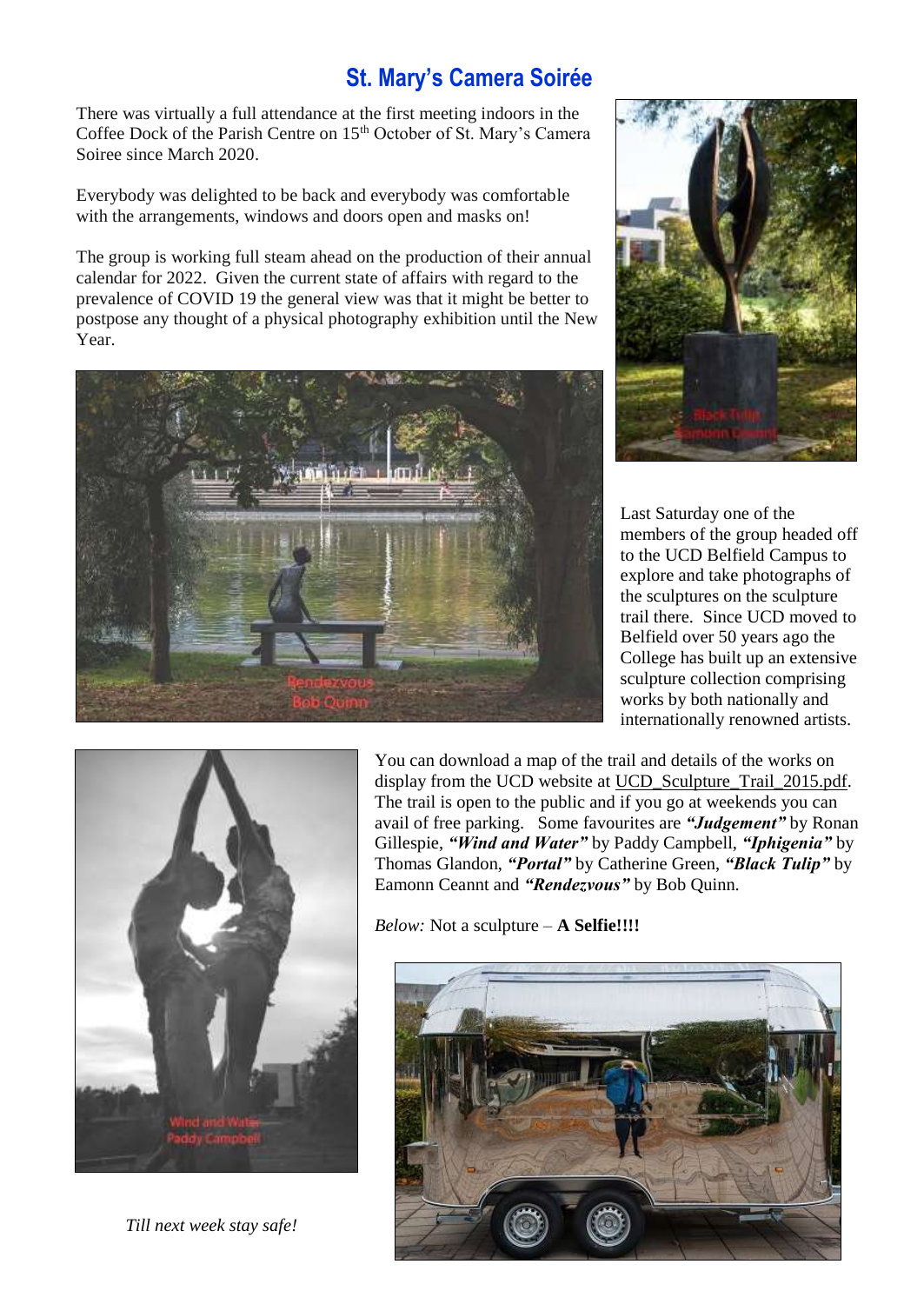## St. Mary's Camera Soirée

There was virtually a full attendance at the first meeting indoors in the Coffee Dock of the Parish Centre on 15th October of St. Mary's Camera Soiree since March 2020.

Everybody was delighted to be back and everybody was comfortable with the arrangements, windows and doors open and masks on!

The group is working full steam ahead on the production of their annual calendar for 2022. Given the current state of affairs with regard to the prevalence of COVID 19 the general view was that it might be better to postpose any thought of a physical photography exhibition until the New Year.

Last Saturday one of the members of the group headed off to the UCD Belfield Campus to explore and take photographs of the sculptures on the sculpture trail there. Since UCD moved to Belfield over 50 years ago the College has built up an extensive sculpture collection comprising works by both nationally and internationally renowned artists.

You can download a map of the trail and details of the works on display from the UCD website at UCD_Sculpture_Trail_2015.pdf. The trail is open to the public and if you go at weekends you can avail of free parking. Some favourites are ***"Judgement"*** by Ronan Gillespie, ***"Wind and Water"*** by Paddy Campbell, ***"Iphigenia"*** by Thomas Glandon, ***"Portal"*** by Catherine Green, ***"Black Tulip"*** by Eamonn Ceannt and ***"Rendezvous"*** by Bob Quinn.

*Below:* Not a sculpture – **A Selfie!!!!**

*Till next week stay safe!*